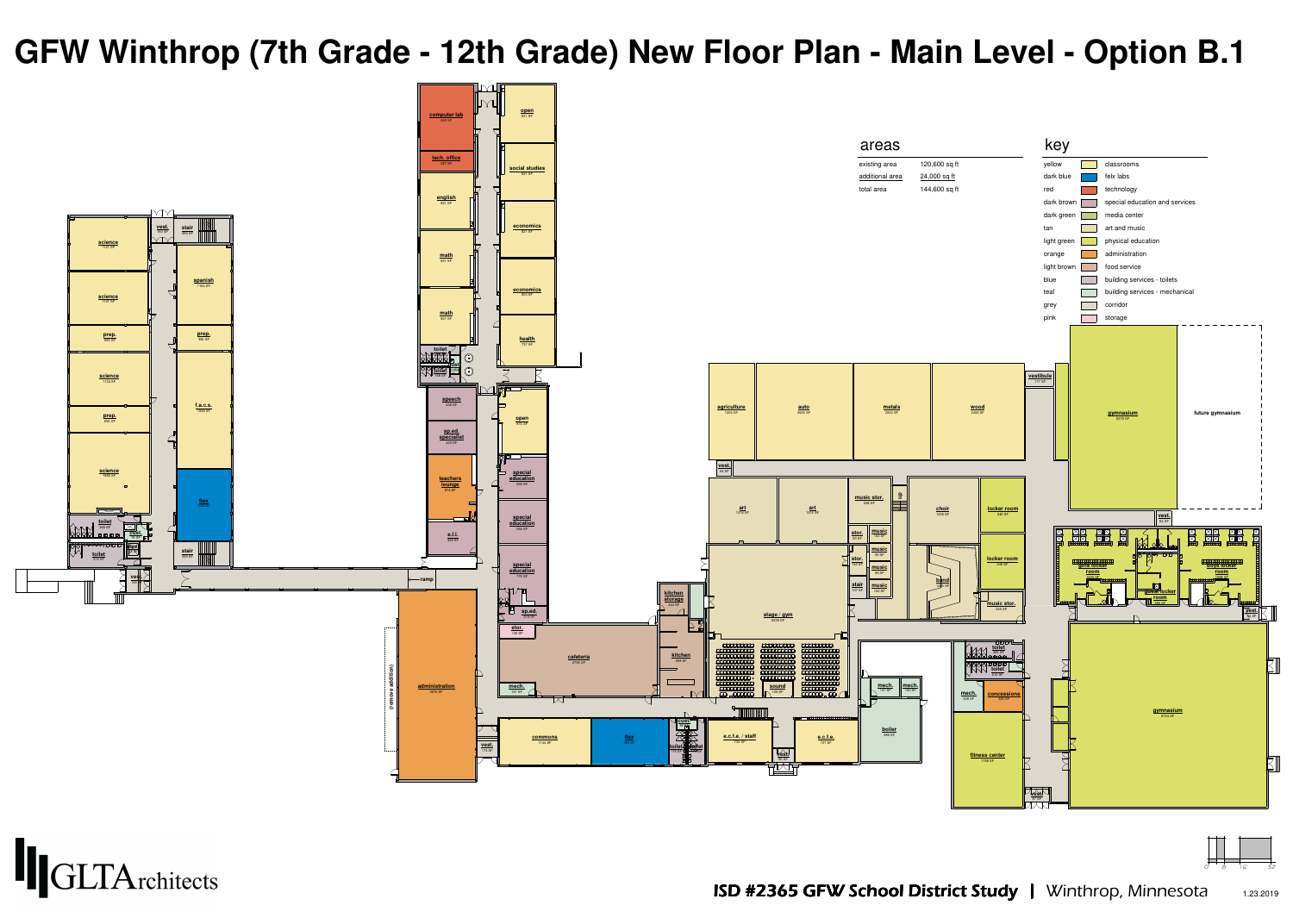# GFW Winthrop (7th Grade - 12th Grade) New Floor Plan - Main Level - Option B.1

## areas

| | |
|---|---|
| existing area | 120,600 sq ft |
| additional area | 24,000 sq ft |
| total area | 144,600 sq ft |

## key

| | |
|---|---|
| yellow | classrooms |
| dark blue | felx labs |
| red | technology |
| dark brown | special education and services |
| dark green | media center |
| tan | art and music |
| light green | physical education |
| orange | administration |
| light brown | food service |
| blue | building services - toilets |
| teal | building services - mechanical |
| grey | corridor |
| pink | storage |

computer lab, tech. office, english, math, math, toilet, open, social studies, economics, economics, health, science, science, prep., science, prep., science, vest., stair, spanish, prep., f.a.c.s., flex, toilet, stair, toilet, vest., ramp, speech, sp.ed. specialist, teachers lounge, e.l.l., open, special education, special education, special education, sp.ed., stor., administration, (remove addition), cafeteria, mech., commons, vest., flex, cust., toilet, kitchen storage, kitchen, e.c.f.e. / staff, vest., e.c.f.e., sound, stage / gym, agriculture, auto, metals, wood, vest., art, art, music stor., music, stor., music, stor., music, stair, music, choir, band, locker room, locker room, music stor., mech., mech., boiler, toilet, toilet, mech., concessions, fitness center, vest., vestibule, gymnasium, future gymnasium, vest., girls locker room, boys locker room, coach locker room, vest., gymnasium

GLTArchitects

ISD #2365 GFW School District Study | Winthrop, Minnesota

1.23.2019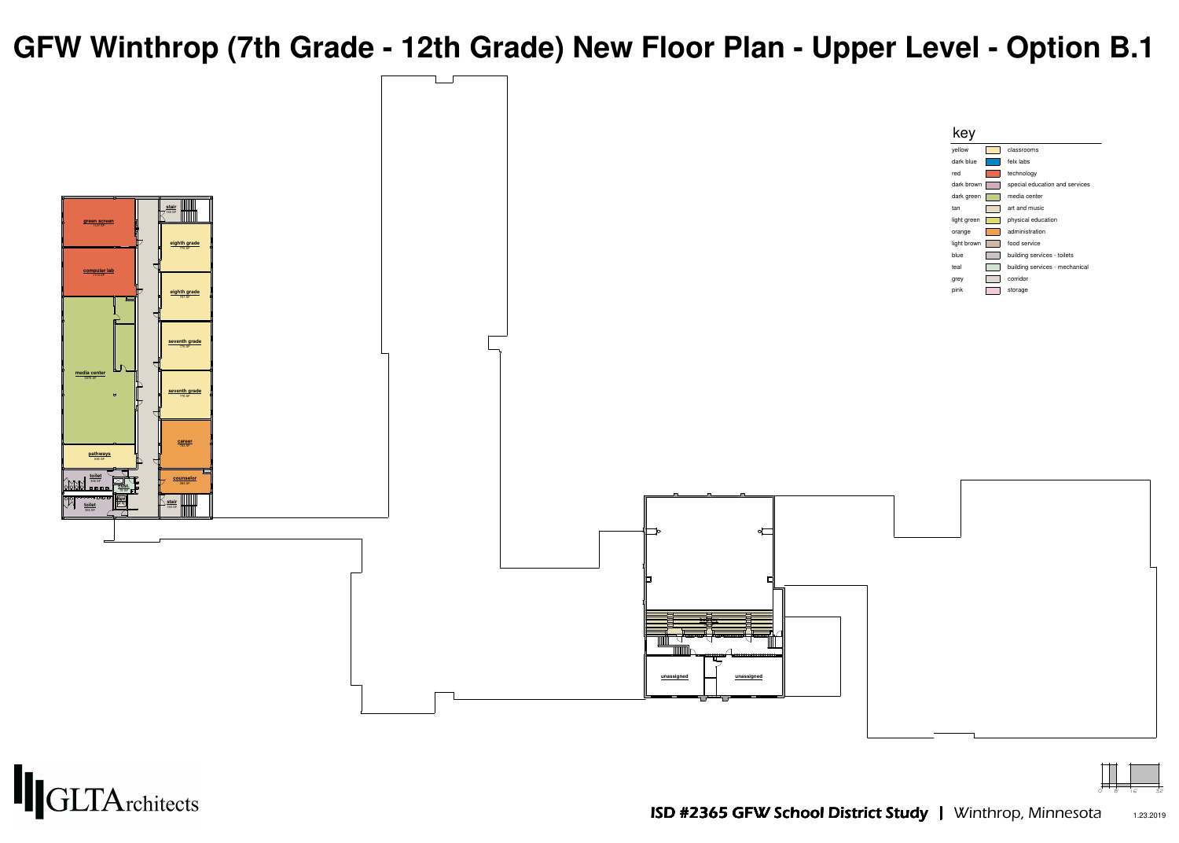# GFW Winthrop (7th Grade - 12th Grade) New Floor Plan - Upper Level - Option B.1

key

| | | |
|---|---|---|
| yellow | | classrooms |
| dark blue | | felx labs |
| red | | technology |
| dark brown | | special education and services |
| dark green | | media center |
| tan | | art and music |
| light green | | physical education |
| orange | | administration |
| light brown | | food service |
| blue | | building services - toilets |
| teal | | building services - mechanical |
| grey | | corridor |
| pink | | storage |

green screen

computer lab

media center

pathways

toilet

toilet

stair

eighth grade

eighth grade

seventh grade

seventh grade

career

counselor

stair

unassigned

unassigned

GLTArchitects

ISD #2365 GFW School District Study | Winthrop, Minnesota

1.23.2019